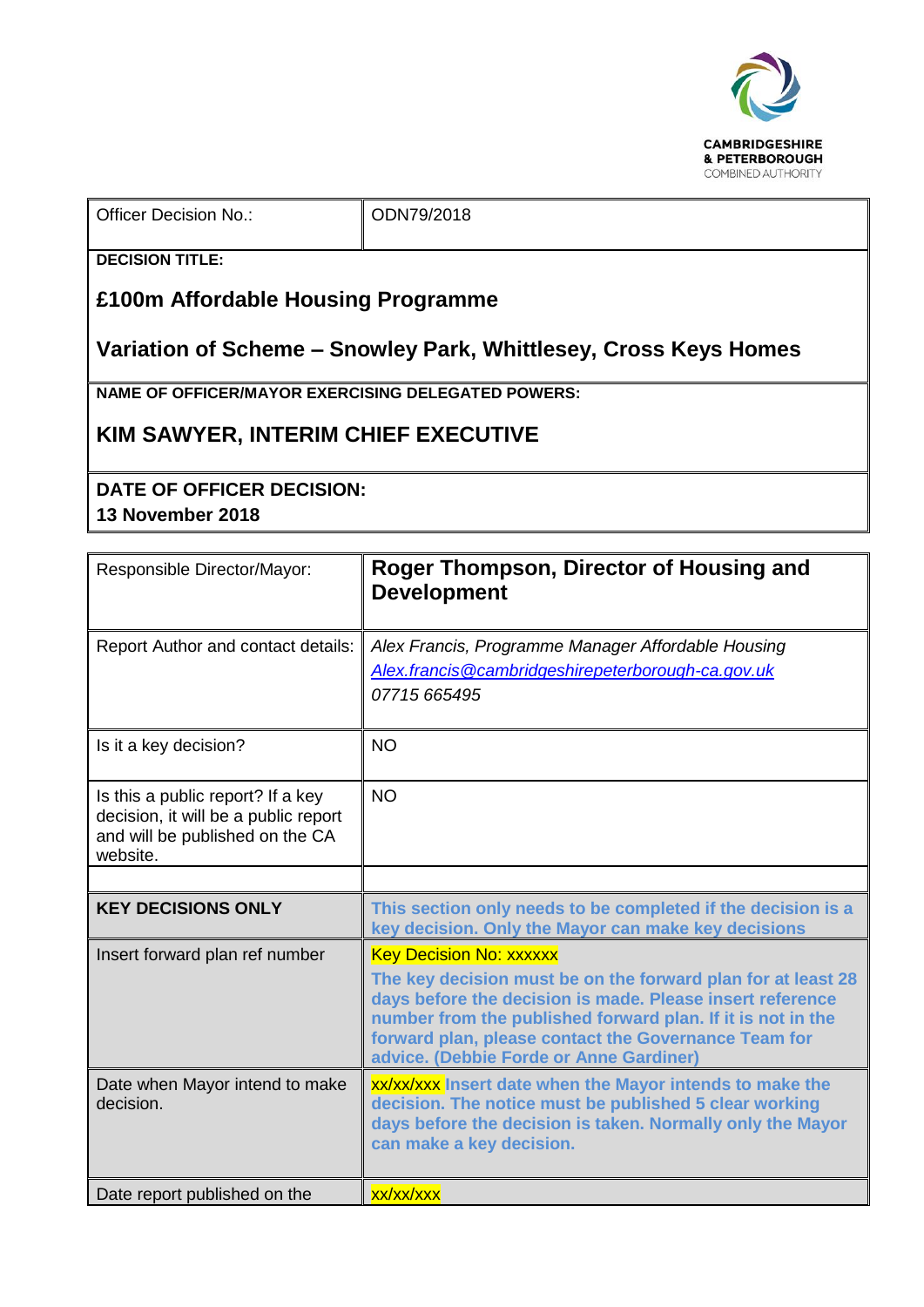CAMBRIDGESHIRE
& PETERBOROUGH
COMBINED AUTHORITY

| Officer Decision No.: | ODN79/2018 |
|---|---|

**DECISION TITLE:**

## £100m Affordable Housing Programme

## Variation of Scheme – Snowley Park, Whittlesey, Cross Keys Homes

**NAME OF OFFICER/MAYOR EXERCISING DELEGATED POWERS:**

## KIM SAWYER, INTERIM CHIEF EXECUTIVE

**DATE OF OFFICER DECISION:**
**13 November 2018**

| Responsible Director/Mayor: | **Roger Thompson, Director of Housing and Development** |
|---|---|
| Report Author and contact details: | *Alex Francis, Programme Manager Affordable Housing* *Alex.francis@cambridgeshirepeterborough-ca.gov.uk* *07715 665495* |
| Is it a key decision? | NO |
| Is this a public report? If a key decision, it will be a public report and will be published on the CA website. | NO |
| | |
| **KEY DECISIONS ONLY** | **This section only needs to be completed if the decision is a key decision. Only the Mayor can make key decisions** |
| Insert forward plan ref number | Key Decision No: xxxxxx **The key decision must be on the forward plan for at least 28 days before the decision is made. Please insert reference number from the published forward plan. If it is not in the forward plan, please contact the Governance Team for advice. (Debbie Forde or Anne Gardiner)** |
| Date when Mayor intend to make decision. | xx/xx/xxx **Insert date when the Mayor intends to make the decision. The notice must be published 5 clear working days before the decision is taken. Normally only the Mayor can make a key decision.** |
| Date report published on the | xx/xx/xxx |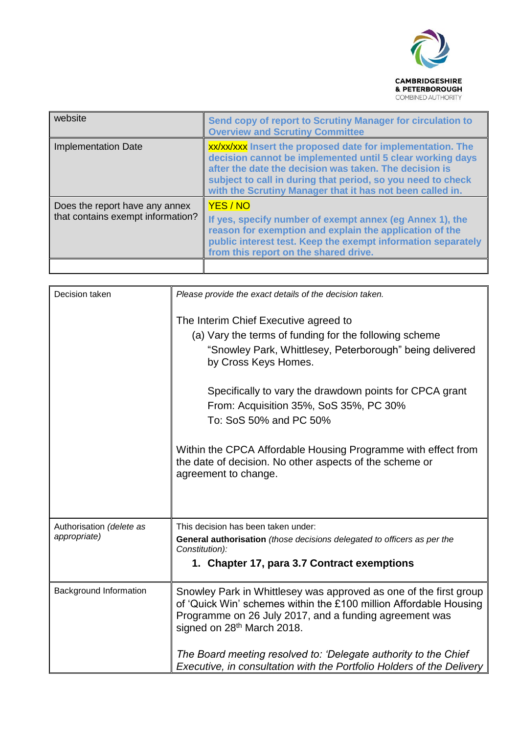| website | Send copy of report to Scrutiny Manager for circulation to Overview and Scrutiny Committee |
|---|---|
| Implementation Date | xx/xx/xxx Insert the proposed date for implementation. The decision cannot be implemented until 5 clear working days after the date the decision was taken. The decision is subject to call in during that period, so you need to check with the Scrutiny Manager that it has not been called in. |
| Does the report have any annex that contains exempt information? | YES / NO<br>If yes, specify number of exempt annex (eg Annex 1), the reason for exemption and explain the application of the public interest test. Keep the exempt information separately from this report on the shared drive. |
| | |

| Decision taken | *Please provide the exact details of the decision taken.*<br><br>The Interim Chief Executive agreed to<br>(a) Vary the terms of funding for the following scheme "Snowley Park, Whittlesey, Peterborough" being delivered by Cross Keys Homes.<br><br>Specifically to vary the drawdown points for CPCA grant<br>From: Acquisition 35%, SoS 35%, PC 30%<br>To: SoS 50% and PC 50%<br><br>Within the CPCA Affordable Housing Programme with effect from the date of decision. No other aspects of the scheme or agreement to change. |
|---|---|
| Authorisation *(delete as appropriate)* | This decision has been taken under:<br>**General authorisation** *(those decisions delegated to officers as per the Constitution):*<br>**1. Chapter 17, para 3.7 Contract exemptions** |
| Background Information | Snowley Park in Whittlesey was approved as one of the first group of 'Quick Win' schemes within the £100 million Affordable Housing Programme on 26 July 2017, and a funding agreement was signed on 28th March 2018.<br><br>*The Board meeting resolved to: 'Delegate authority to the Chief Executive, in consultation with the Portfolio Holders of the Delivery* |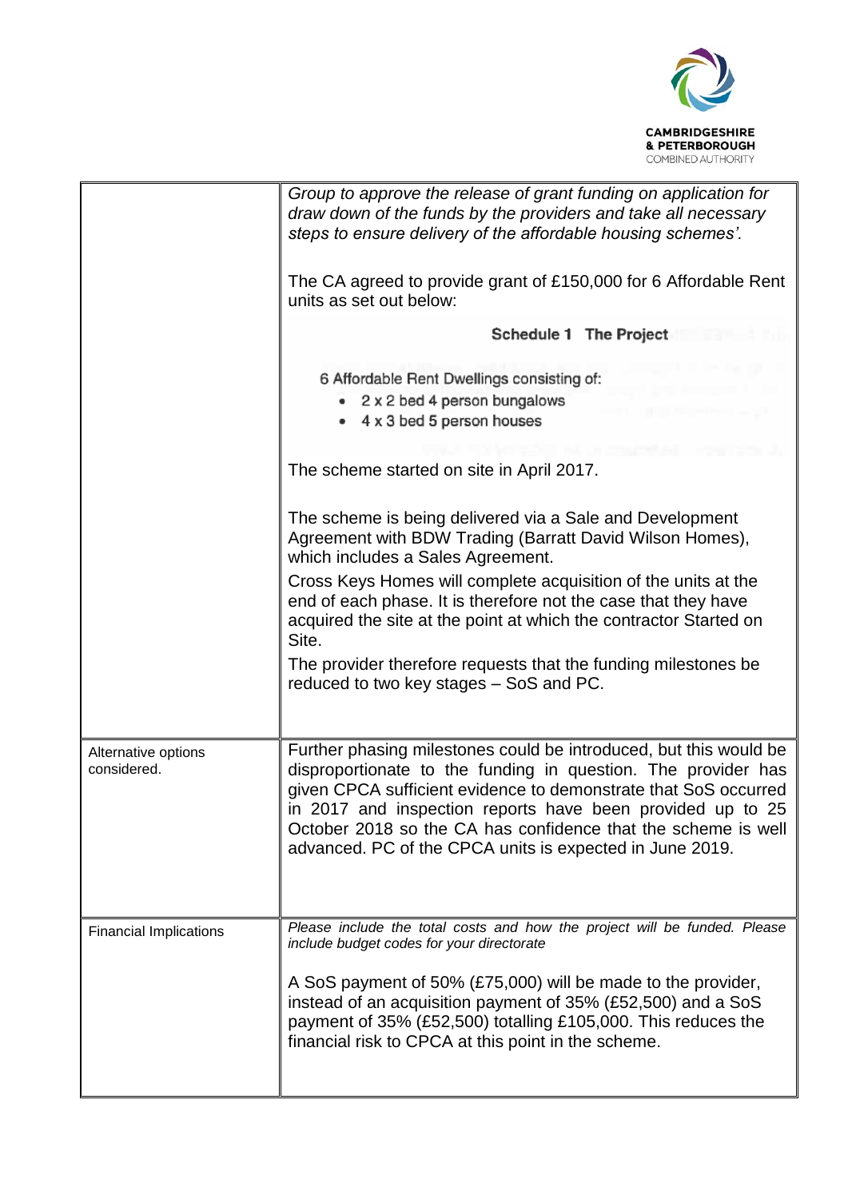| | |
|---|---|
| | *Group to approve the release of grant funding on application for draw down of the funds by the providers and take all necessary steps to ensure delivery of the affordable housing schemes'.*<br><br>The CA agreed to provide grant of £150,000 for 6 Affordable Rent units as set out below:<br><br>**Schedule 1 The Project**<br><br>6 Affordable Rent Dwellings consisting of:<br>• 2 x 2 bed 4 person bungalows<br>• 4 x 3 bed 5 person houses<br><br>The scheme started on site in April 2017.<br><br>The scheme is being delivered via a Sale and Development Agreement with BDW Trading (Barratt David Wilson Homes), which includes a Sales Agreement.<br>Cross Keys Homes will complete acquisition of the units at the end of each phase. It is therefore not the case that they have acquired the site at the point at which the contractor Started on Site.<br>The provider therefore requests that the funding milestones be reduced to two key stages – SoS and PC. |
| Alternative options considered. | Further phasing milestones could be introduced, but this would be disproportionate to the funding in question. The provider has given CPCA sufficient evidence to demonstrate that SoS occurred in 2017 and inspection reports have been provided up to 25 October 2018 so the CA has confidence that the scheme is well advanced. PC of the CPCA units is expected in June 2019. |
| Financial Implications | *Please include the total costs and how the project will be funded. Please include budget codes for your directorate*<br><br>A SoS payment of 50% (£75,000) will be made to the provider, instead of an acquisition payment of 35% (£52,500) and a SoS payment of 35% (£52,500) totalling £105,000. This reduces the financial risk to CPCA at this point in the scheme. |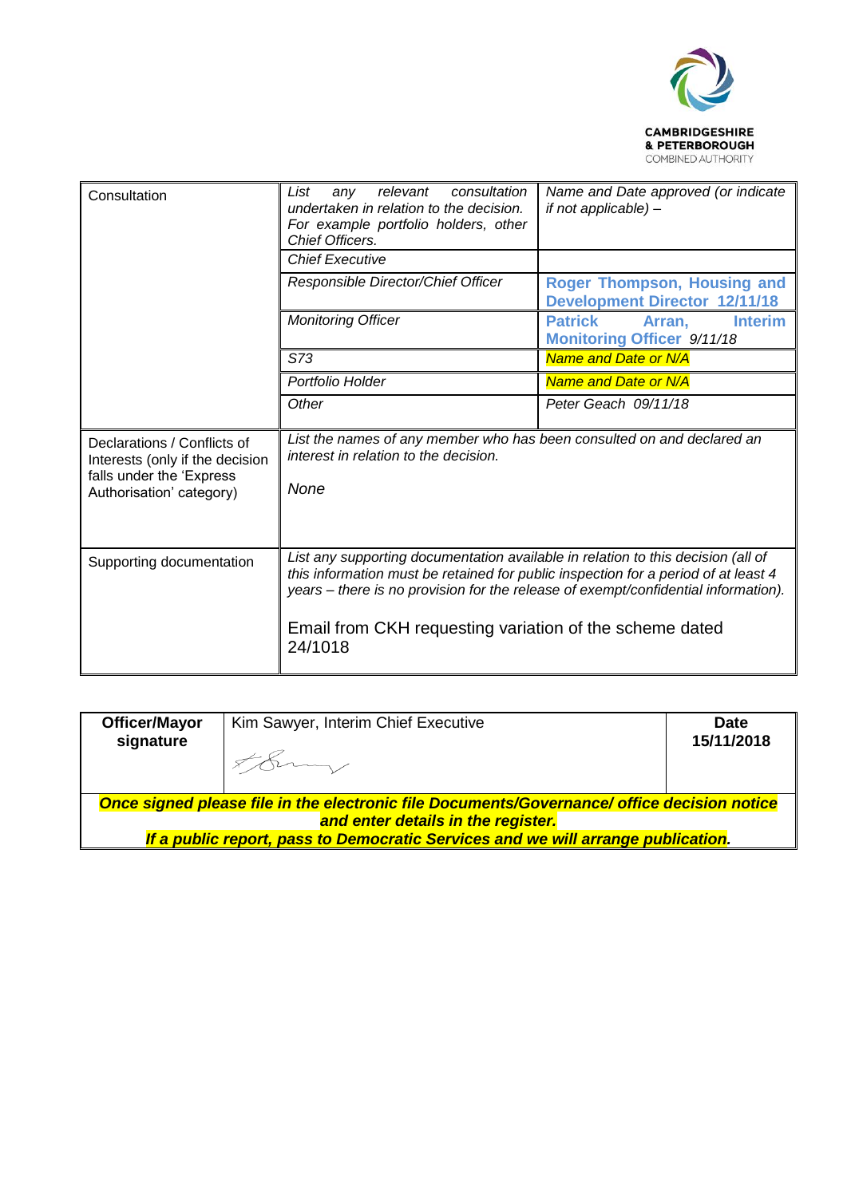CAMBRIDGESHIRE & PETERBOROUGH COMBINED AUTHORITY

| | | |
|---|---|---|
| Consultation | *List any relevant consultation undertaken in relation to the decision. For example portfolio holders, other Chief Officers.* | *Name and Date approved (or indicate if not applicable) –* |
| | *Chief Executive* | |
| | *Responsible Director/Chief Officer* | **Roger Thompson, Housing and Development Director 12/11/18** |
| | *Monitoring Officer* | **Patrick Arran, Interim Monitoring Officer** *9/11/18* |
| | *S73* | *Name and Date or N/A* |
| | *Portfolio Holder* | *Name and Date or N/A* |
| | *Other* | *Peter Geach 09/11/18* |
| Declarations / Conflicts of Interests (only if the decision falls under the 'Express Authorisation' category) | *List the names of any member who has been consulted on and declared an interest in relation to the decision.*<br><br>*None* | |
| Supporting documentation | *List any supporting documentation available in relation to this decision (all of this information must be retained for public inspection for a period of at least 4 years – there is no provision for the release of exempt/confidential information).*<br><br>Email from CKH requesting variation of the scheme dated 24/1018 | |

| | | |
|---|---|---|
| **Officer/Mayor signature** | Kim Sawyer, Interim Chief Executive | **Date 15/11/2018** |

***Once signed please file in the electronic file Documents/Governance/ office decision notice and enter details in the register.***

***If a public report, pass to Democratic Services and we will arrange publication.***